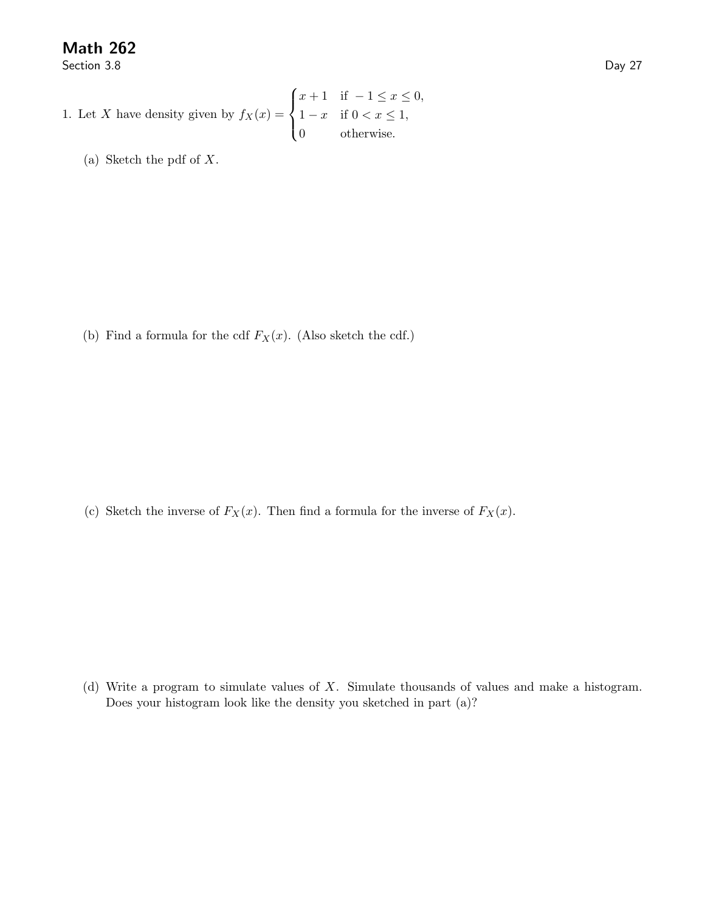# Math 262

Section 3.8

Day 27

1. Let $X$ have density given by $f_X(x) = \begin{cases} x+1 & \text{if } -1 \le x \le 0, \\ 1-x & \text{if } 0 < x \le 1, \\ 0 & \text{otherwise.} \end{cases}$

   (a) Sketch the pdf of $X$.

   (b) Find a formula for the cdf $F_X(x)$. (Also sketch the cdf.)

   (c) Sketch the inverse of $F_X(x)$. Then find a formula for the inverse of $F_X(x)$.

   (d) Write a program to simulate values of $X$. Simulate thousands of values and make a histogram. Does your histogram look like the density you sketched in part (a)?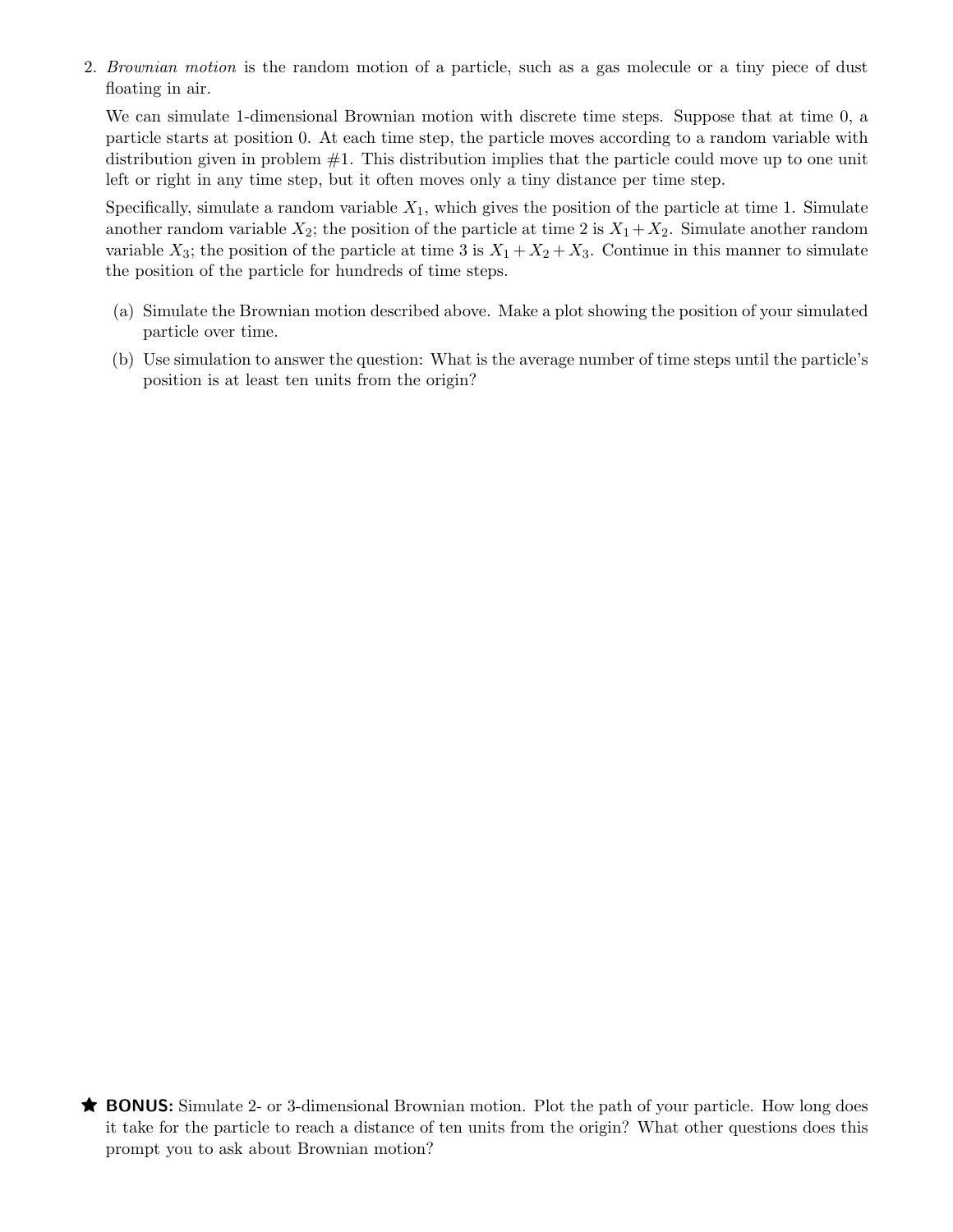2. *Brownian motion* is the random motion of a particle, such as a gas molecule or a tiny piece of dust floating in air.

   We can simulate 1-dimensional Brownian motion with discrete time steps. Suppose that at time 0, a particle starts at position 0. At each time step, the particle moves according to a random variable with distribution given in problem #1. This distribution implies that the particle could move up to one unit left or right in any time step, but it often moves only a tiny distance per time step.

   Specifically, simulate a random variable $X_1$, which gives the position of the particle at time 1. Simulate another random variable $X_2$; the position of the particle at time 2 is $X_1 + X_2$. Simulate another random variable $X_3$; the position of the particle at time 3 is $X_1 + X_2 + X_3$. Continue in this manner to simulate the position of the particle for hundreds of time steps.

   (a) Simulate the Brownian motion described above. Make a plot showing the position of your simulated particle over time.

   (b) Use simulation to answer the question: What is the average number of time steps until the particle's position is at least ten units from the origin?

★ **BONUS:** Simulate 2- or 3-dimensional Brownian motion. Plot the path of your particle. How long does it take for the particle to reach a distance of ten units from the origin? What other questions does this prompt you to ask about Brownian motion?